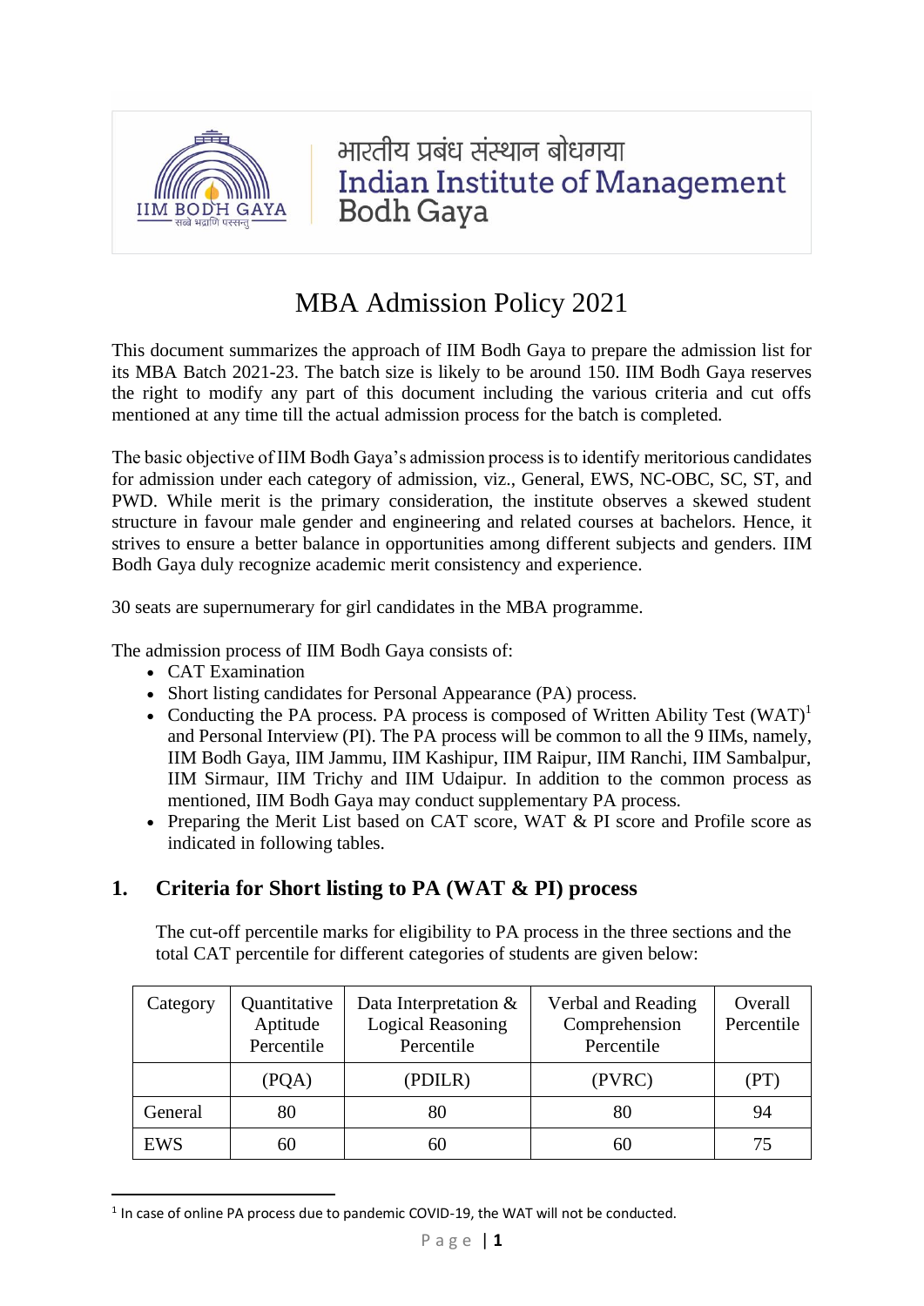भारतीय प्रबंध संस्थान बोधगया
Indian Institute of Management
Bodh Gaya

# MBA Admission Policy 2021

This document summarizes the approach of IIM Bodh Gaya to prepare the admission list for its MBA Batch 2021-23. The batch size is likely to be around 150. IIM Bodh Gaya reserves the right to modify any part of this document including the various criteria and cut offs mentioned at any time till the actual admission process for the batch is completed.

The basic objective of IIM Bodh Gaya's admission process is to identify meritorious candidates for admission under each category of admission, viz., General, EWS, NC-OBC, SC, ST, and PWD. While merit is the primary consideration, the institute observes a skewed student structure in favour male gender and engineering and related courses at bachelors. Hence, it strives to ensure a better balance in opportunities among different subjects and genders. IIM Bodh Gaya duly recognize academic merit consistency and experience.

30 seats are supernumerary for girl candidates in the MBA programme.

The admission process of IIM Bodh Gaya consists of:

- CAT Examination
- Short listing candidates for Personal Appearance (PA) process.
- Conducting the PA process. PA process is composed of Written Ability Test (WAT)[1] and Personal Interview (PI). The PA process will be common to all the 9 IIMs, namely, IIM Bodh Gaya, IIM Jammu, IIM Kashipur, IIM Raipur, IIM Ranchi, IIM Sambalpur, IIM Sirmaur, IIM Trichy and IIM Udaipur. In addition to the common process as mentioned, IIM Bodh Gaya may conduct supplementary PA process.
- Preparing the Merit List based on CAT score, WAT & PI score and Profile score as indicated in following tables.

## 1. Criteria for Short listing to PA (WAT & PI) process

The cut-off percentile marks for eligibility to PA process in the three sections and the total CAT percentile for different categories of students are given below:

| Category | Quantitative Aptitude Percentile | Data Interpretation & Logical Reasoning Percentile | Verbal and Reading Comprehension Percentile | Overall Percentile |
|---|---|---|---|---|
| | (PQA) | (PDILR) | (PVRC) | (PT) |
| General | 80 | 80 | 80 | 94 |
| EWS | 60 | 60 | 60 | 75 |

[1] In case of online PA process due to pandemic COVID-19, the WAT will not be conducted.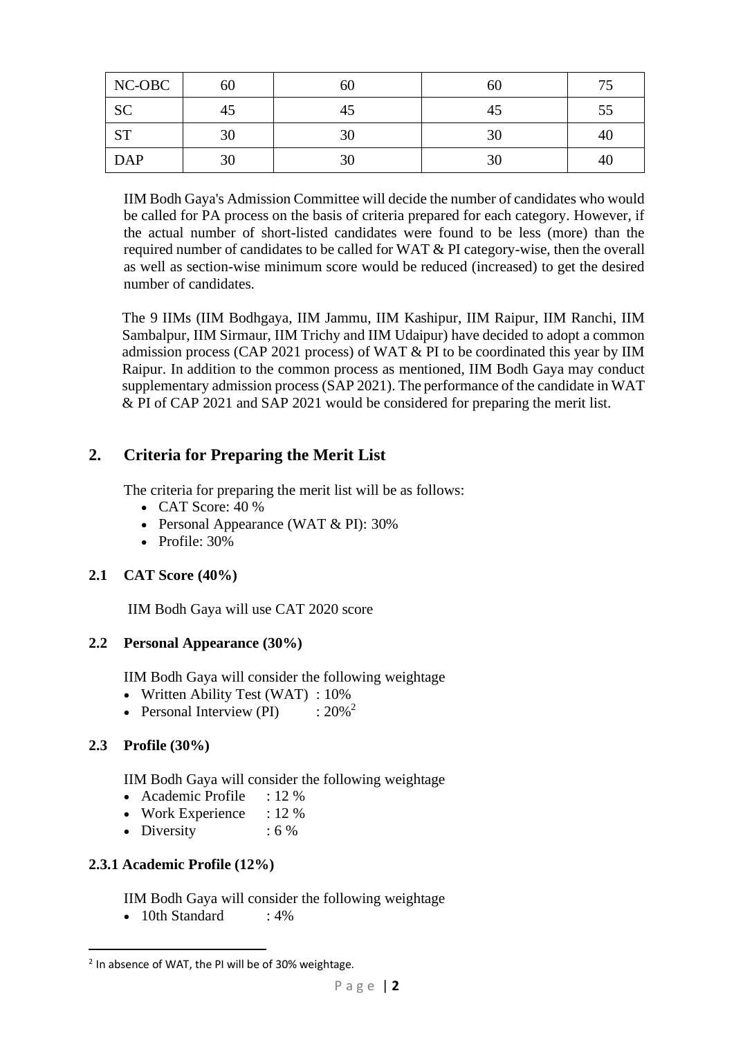| NC-OBC | 60 | 60 | 60 | 75 |
|---|---|---|---|---|
| SC | 45 | 45 | 45 | 55 |
| ST | 30 | 30 | 30 | 40 |
| DAP | 30 | 30 | 30 | 40 |

IIM Bodh Gaya's Admission Committee will decide the number of candidates who would be called for PA process on the basis of criteria prepared for each category. However, if the actual number of short-listed candidates were found to be less (more) than the required number of candidates to be called for WAT & PI category-wise, then the overall as well as section-wise minimum score would be reduced (increased) to get the desired number of candidates.

The 9 IIMs (IIM Bodhgaya, IIM Jammu, IIM Kashipur, IIM Raipur, IIM Ranchi, IIM Sambalpur, IIM Sirmaur, IIM Trichy and IIM Udaipur) have decided to adopt a common admission process (CAP 2021 process) of WAT & PI to be coordinated this year by IIM Raipur. In addition to the common process as mentioned, IIM Bodh Gaya may conduct supplementary admission process (SAP 2021). The performance of the candidate in WAT & PI of CAP 2021 and SAP 2021 would be considered for preparing the merit list.

## 2. Criteria for Preparing the Merit List

The criteria for preparing the merit list will be as follows:

- CAT Score: 40 %
- Personal Appearance (WAT & PI): 30%
- Profile: 30%

### 2.1 CAT Score (40%)

IIM Bodh Gaya will use CAT 2020 score

### 2.2 Personal Appearance (30%)

IIM Bodh Gaya will consider the following weightage

- Written Ability Test (WAT) : 10%
- Personal Interview (PI) : 20%[2]

### 2.3 Profile (30%)

IIM Bodh Gaya will consider the following weightage

- Academic Profile : 12 %
- Work Experience : 12 %
- Diversity : 6 %

#### 2.3.1 Academic Profile (12%)

IIM Bodh Gaya will consider the following weightage

- 10th Standard : 4%

[2] In absence of WAT, the PI will be of 30% weightage.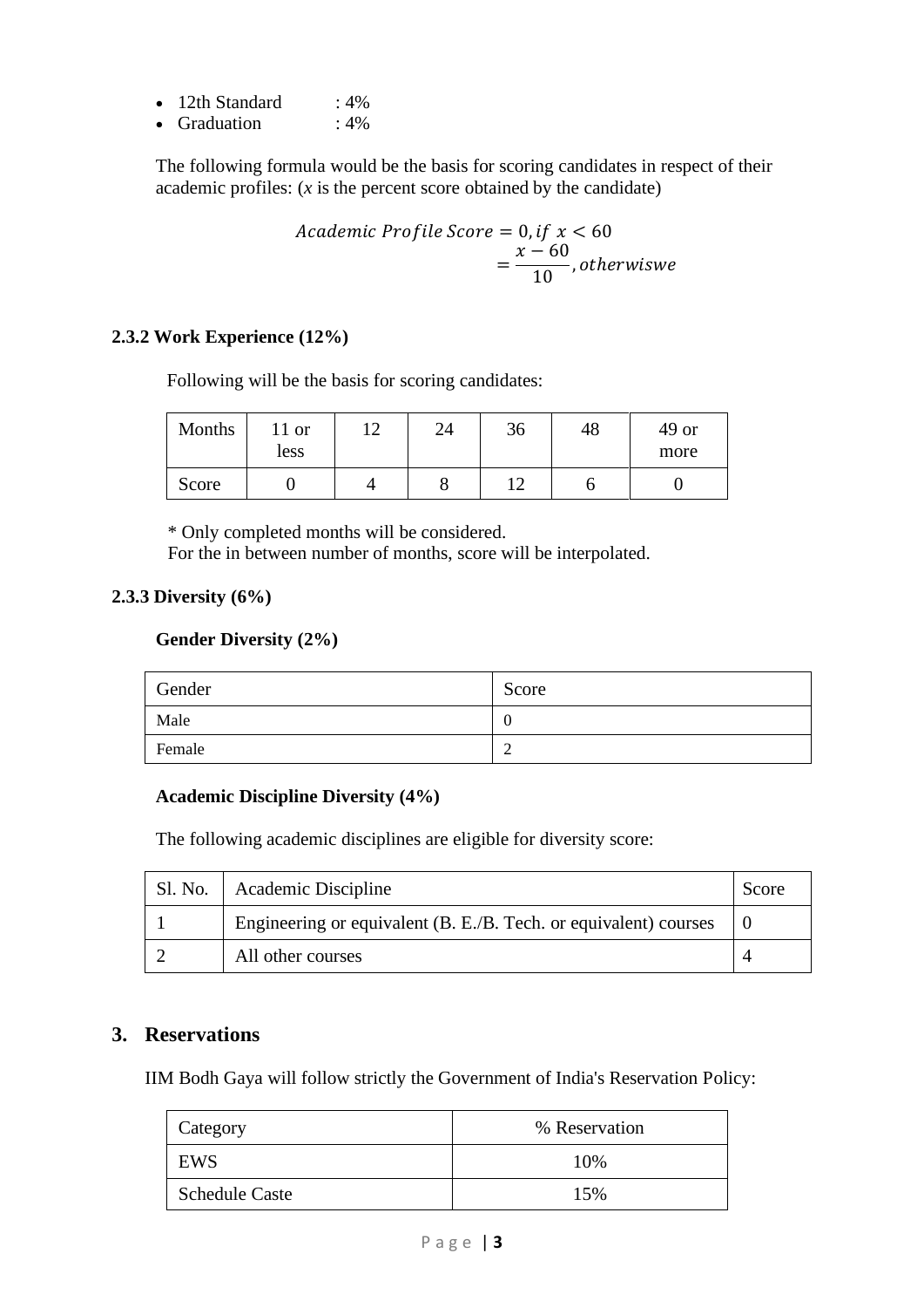- 12th Standard : 4%
- Graduation : 4%

The following formula would be the basis for scoring candidates in respect of their academic profiles: (*x* is the percent score obtained by the candidate)

$$Academic\ Profile\ Score = 0, if\ x < 60$$
$$= \frac{x - 60}{10}, otherwiswe$$

### 2.3.2 Work Experience (12%)

Following will be the basis for scoring candidates:

| Months | 11 or less | 12 | 24 | 36 | 48 | 49 or more |
|---|---|---|---|---|---|---|
| Score | 0 | 4 | 8 | 12 | 6 | 0 |

\* Only completed months will be considered.
For the in between number of months, score will be interpolated.

### 2.3.3 Diversity (6%)

**Gender Diversity (2%)**

| Gender | Score |
|---|---|
| Male | 0 |
| Female | 2 |

**Academic Discipline Diversity (4%)**

The following academic disciplines are eligible for diversity score:

| Sl. No. | Academic Discipline | Score |
|---|---|---|
| 1 | Engineering or equivalent (B. E./B. Tech. or equivalent) courses | 0 |
| 2 | All other courses | 4 |

## 3. Reservations

IIM Bodh Gaya will follow strictly the Government of India's Reservation Policy:

| Category | % Reservation |
|---|---|
| EWS | 10% |
| Schedule Caste | 15% |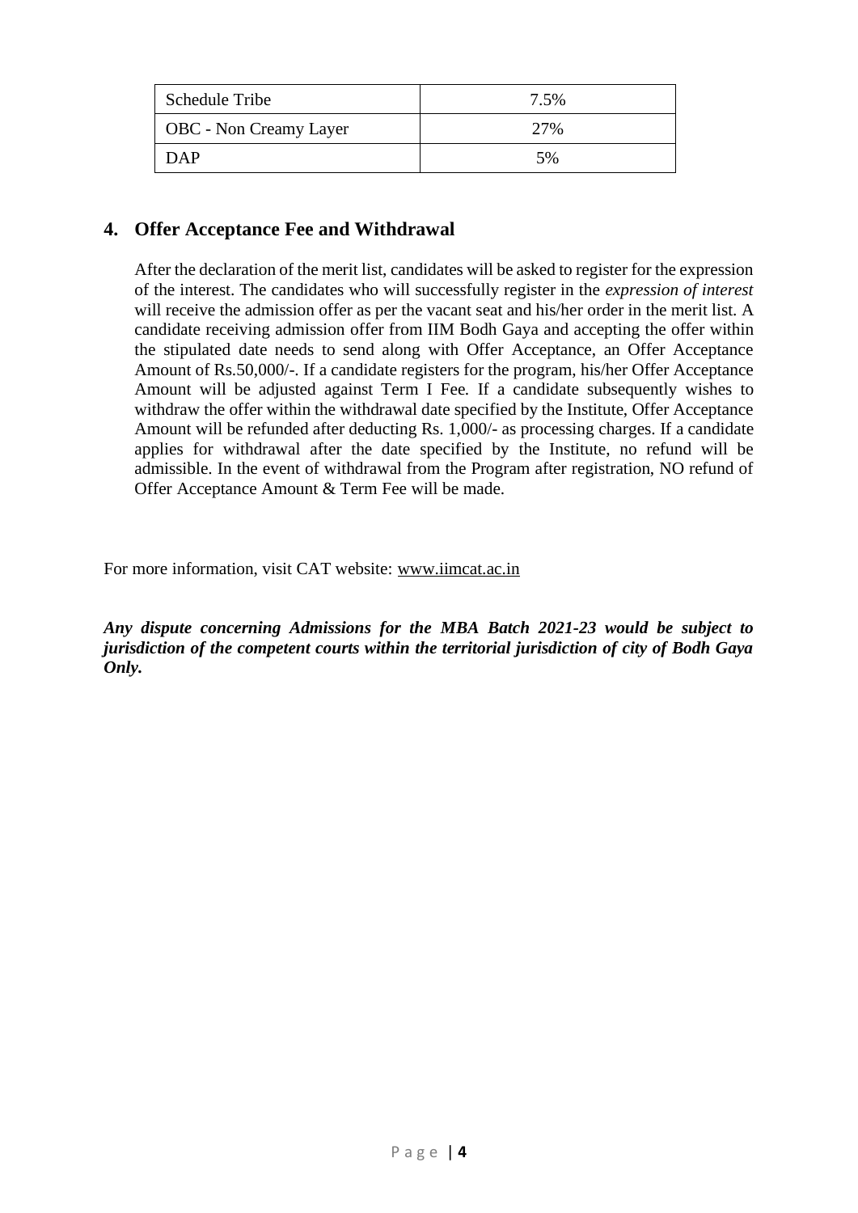| | |
|---|---|
| Schedule Tribe | 7.5% |
| OBC - Non Creamy Layer | 27% |
| DAP | 5% |

## 4. Offer Acceptance Fee and Withdrawal

After the declaration of the merit list, candidates will be asked to register for the expression of the interest. The candidates who will successfully register in the *expression of interest* will receive the admission offer as per the vacant seat and his/her order in the merit list. A candidate receiving admission offer from IIM Bodh Gaya and accepting the offer within the stipulated date needs to send along with Offer Acceptance, an Offer Acceptance Amount of Rs.50,000/-. If a candidate registers for the program, his/her Offer Acceptance Amount will be adjusted against Term I Fee. If a candidate subsequently wishes to withdraw the offer within the withdrawal date specified by the Institute, Offer Acceptance Amount will be refunded after deducting Rs. 1,000/- as processing charges. If a candidate applies for withdrawal after the date specified by the Institute, no refund will be admissible. In the event of withdrawal from the Program after registration, NO refund of Offer Acceptance Amount & Term Fee will be made.

For more information, visit CAT website: www.iimcat.ac.in

***Any dispute concerning Admissions for the MBA Batch 2021-23 would be subject to jurisdiction of the competent courts within the territorial jurisdiction of city of Bodh Gaya Only.***